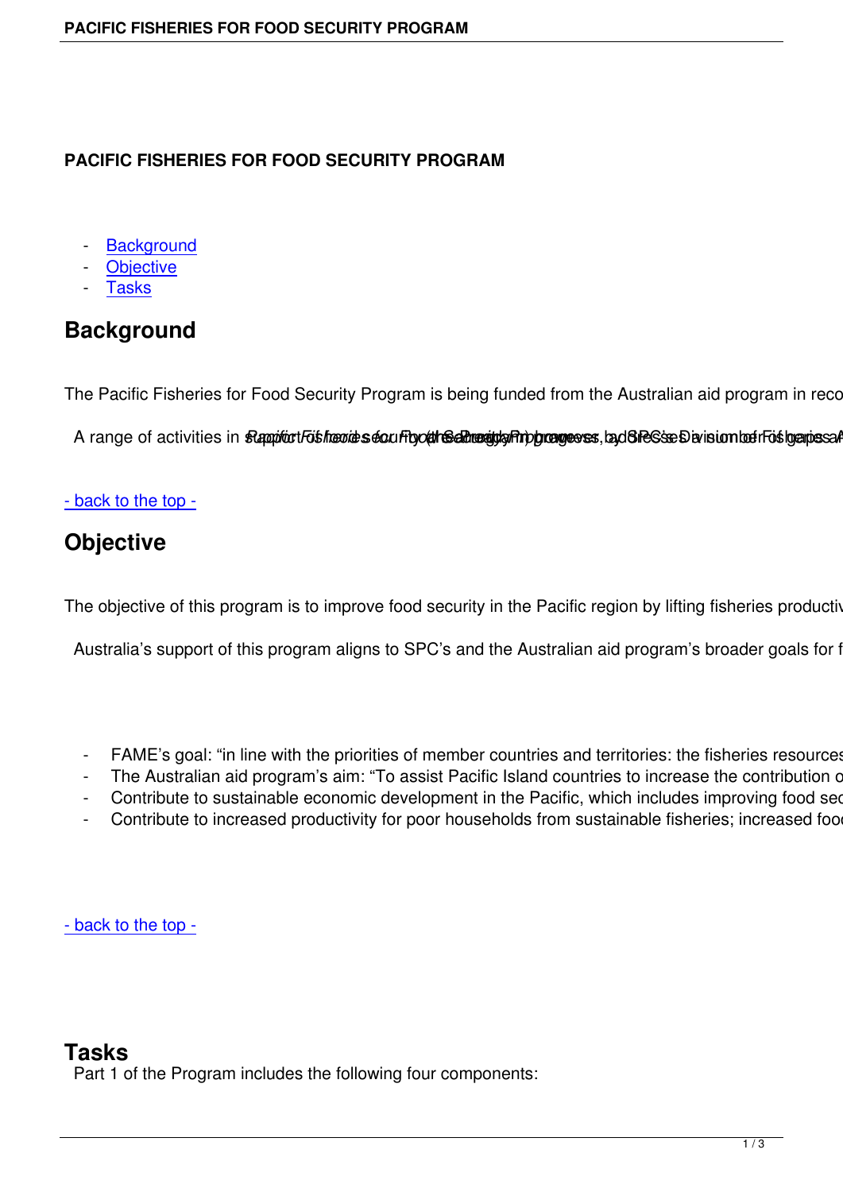# PACIFIC FISHERIES FOR FOOD SECURITY PROGRAM

- Background
- Objective
- Tasks

## Background

The Pacific Fisheries for Food Security Program is being funded from the Australian aid program in reco

A range of activities in support of food security through the Program, addresses a number of gaps a

- back to the top -

## Objective

The objective of this program is to improve food security in the Pacific region by lifting fisheries productiv

Australia's support of this program aligns to SPC's and the Australian aid program's broader goals for f

- FAME's goal: "in line with the priorities of member countries and territories: the fisheries resources
- The Australian aid program's aim: "To assist Pacific Island countries to increase the contribution o
- Contribute to sustainable economic development in the Pacific, which includes improving food sec
- Contribute to increased productivity for poor households from sustainable fisheries; increased foo

- back to the top -

## Tasks

Part 1 of the Program includes the following four components: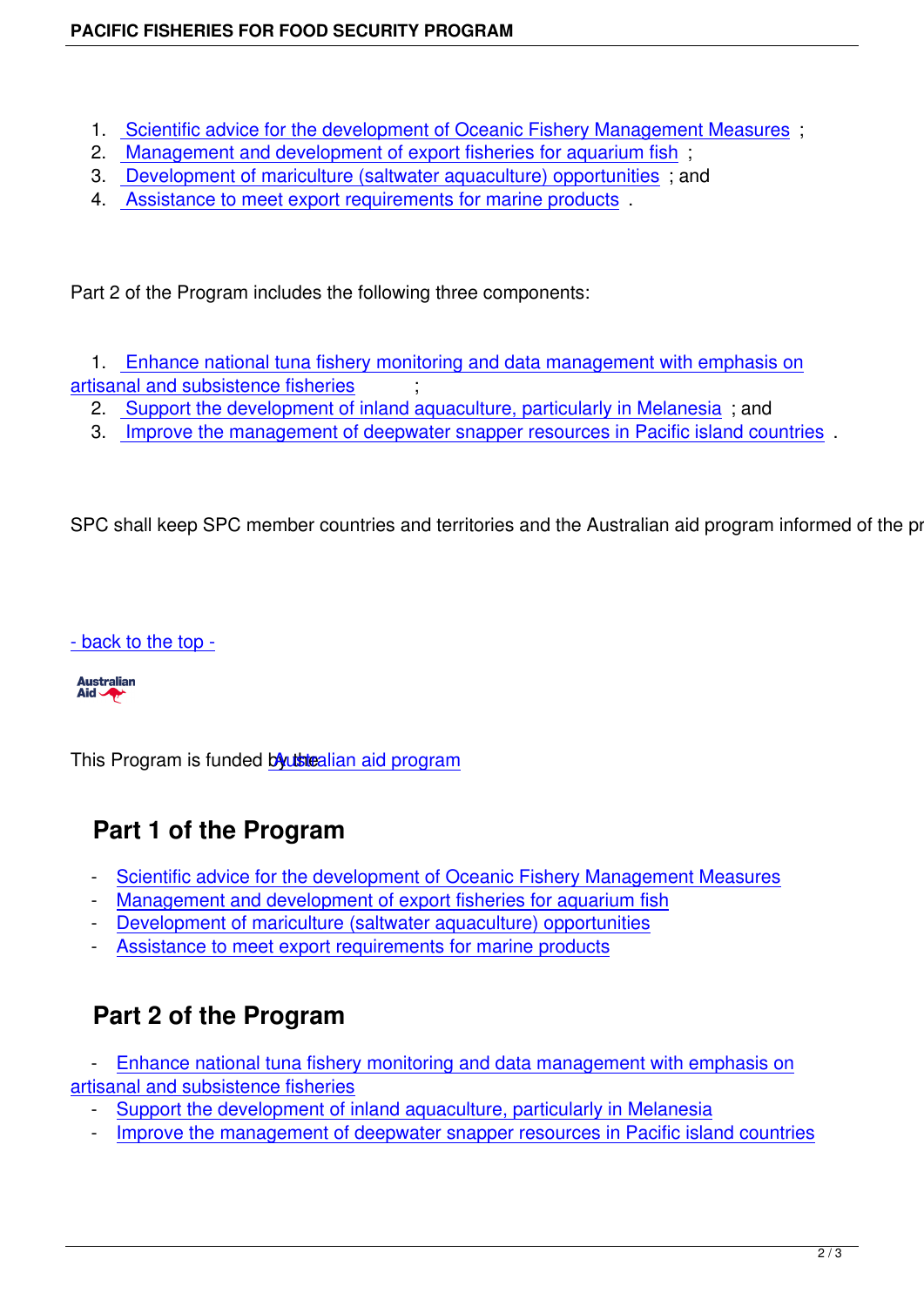1. Scientific advice for the development of Oceanic Fishery Management Measures ;
2. Management and development of export fisheries for aquarium fish ;
3. Development of mariculture (saltwater aquaculture) opportunities ; and
4. Assistance to meet export requirements for marine products .

Part 2 of the Program includes the following three components:

1. Enhance national tuna fishery monitoring and data management with emphasis on artisanal and subsistence fisheries ;
2. Support the development of inland aquaculture, particularly in Melanesia ; and
3. Improve the management of deepwater snapper resources in Pacific island countries .

SPC shall keep SPC member countries and territories and the Australian aid program informed of the pr

- back to the top -

Australian Aid

This Program is funded by the Australian aid program

## Part 1 of the Program

- Scientific advice for the development of Oceanic Fishery Management Measures
- Management and development of export fisheries for aquarium fish
- Development of mariculture (saltwater aquaculture) opportunities
- Assistance to meet export requirements for marine products

## Part 2 of the Program

- Enhance national tuna fishery monitoring and data management with emphasis on artisanal and subsistence fisheries
- Support the development of inland aquaculture, particularly in Melanesia
- Improve the management of deepwater snapper resources in Pacific island countries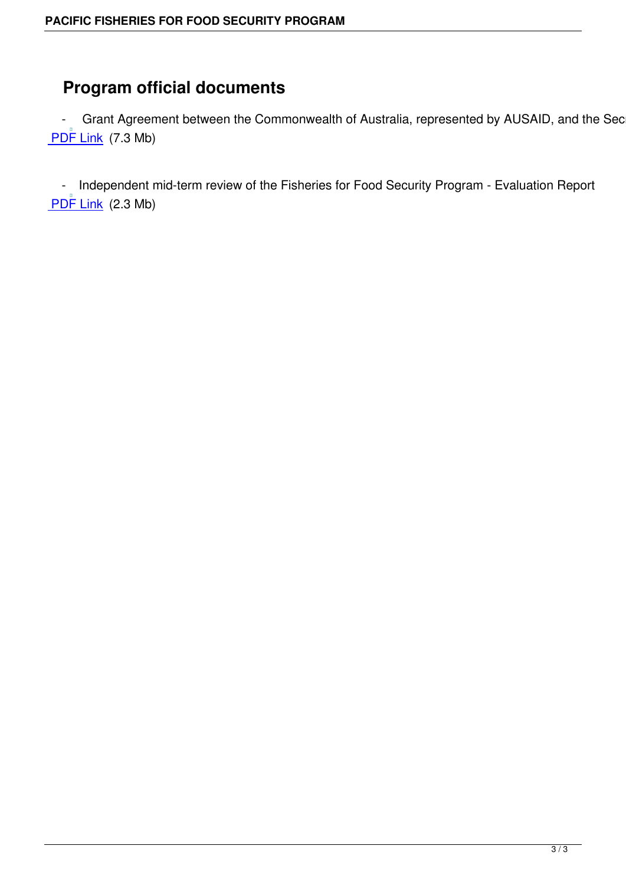## Program official documents

- Grant Agreement between the Commonwealth of Australia, represented by AUSAID, and the Sec
  PDF Link (7.3 Mb)

- Independent mid-term review of the Fisheries for Food Security Program - Evaluation Report
  PDF Link (2.3 Mb)